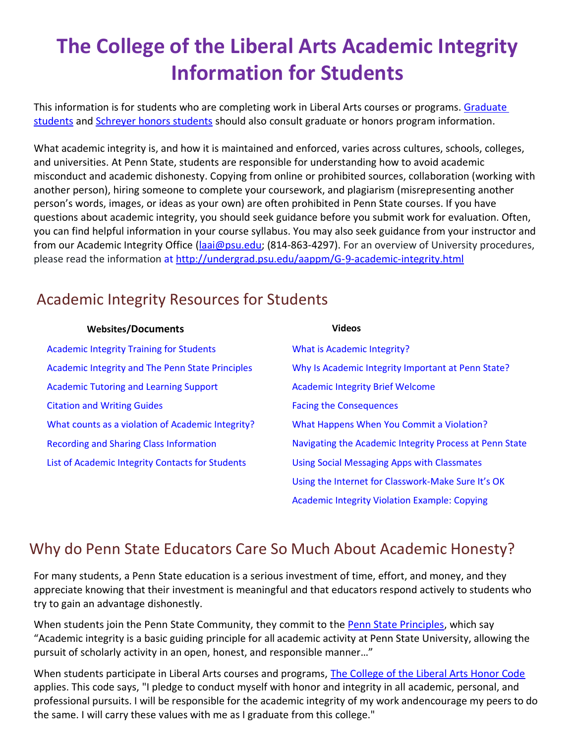# The College of the Liberal Arts Academic Integrity Information for Students

This information is for students who are completing work in Liberal Arts courses or programs. Graduate students and Schreyer honors students should also consult graduate or honors program information.

What academic integrity is, and how it is maintained and enforced, varies across cultures, schools, colleges, and universities. At Penn State, students are responsible for understanding how to avoid academic misconduct and academic dishonesty. Copying from online or prohibited sources, collaboration (working with another person), hiring someone to complete your coursework, and plagiarism (misrepresenting another person's words, images, or ideas as your own) are often prohibited in Penn State courses. If you have questions about academic integrity, you should seek guidance before you submit work for evaluation. Often, you can find helpful information in your course syllabus. You may also seek guidance from your instructor and from our Academic Integrity Office (laai@psu.edu; (814-863-4297). For an overview of University procedures, please read the information at http://undergrad.psu.edu/aappm/G-9-academic-integrity.html

## Academic Integrity Resources for Students

**Websites/Documents**

- Academic Integrity Training for Students
- Academic Integrity and The Penn State Principles
- Academic Tutoring and Learning Support
- Citation and Writing Guides
- What counts as a violation of Academic Integrity?
- Recording and Sharing Class Information
- List of Academic Integrity Contacts for Students

**Videos**

- What is Academic Integrity?
- Why Is Academic Integrity Important at Penn State?
- Academic Integrity Brief Welcome
- Facing the Consequences
- What Happens When You Commit a Violation?
- Navigating the Academic Integrity Process at Penn State
- Using Social Messaging Apps with Classmates
- Using the Internet for Classwork-Make Sure It's OK
- Academic Integrity Violation Example: Copying

## Why do Penn State Educators Care So Much About Academic Honesty?

For many students, a Penn State education is a serious investment of time, effort, and money, and they appreciate knowing that their investment is meaningful and that educators respond actively to students who try to gain an advantage dishonestly.

When students join the Penn State Community, they commit to the Penn State Principles, which say "Academic integrity is a basic guiding principle for all academic activity at Penn State University, allowing the pursuit of scholarly activity in an open, honest, and responsible manner…"

When students participate in Liberal Arts courses and programs, The College of the Liberal Arts Honor Code applies. This code says, "I pledge to conduct myself with honor and integrity in all academic, personal, and professional pursuits. I will be responsible for the academic integrity of my work andencourage my peers to do the same. I will carry these values with me as I graduate from this college."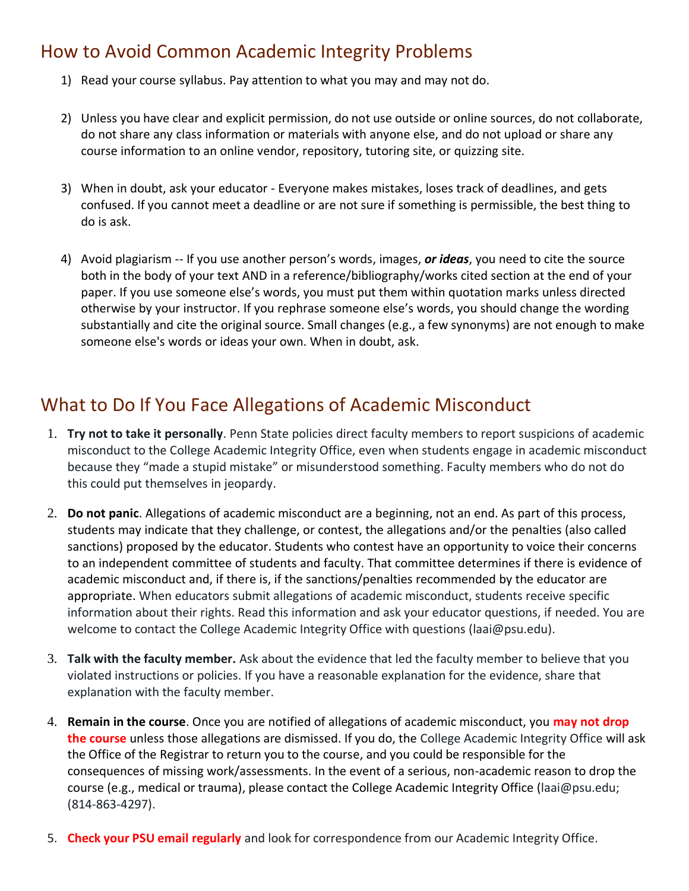## How to Avoid Common Academic Integrity Problems

1) Read your course syllabus. Pay attention to what you may and may not do.

2) Unless you have clear and explicit permission, do not use outside or online sources, do not collaborate, do not share any class information or materials with anyone else, and do not upload or share any course information to an online vendor, repository, tutoring site, or quizzing site.

3) When in doubt, ask your educator - Everyone makes mistakes, loses track of deadlines, and gets confused. If you cannot meet a deadline or are not sure if something is permissible, the best thing to do is ask.

4) Avoid plagiarism -- If you use another person's words, images, ***or ideas***, you need to cite the source both in the body of your text AND in a reference/bibliography/works cited section at the end of your paper. If you use someone else's words, you must put them within quotation marks unless directed otherwise by your instructor. If you rephrase someone else's words, you should change the wording substantially and cite the original source. Small changes (e.g., a few synonyms) are not enough to make someone else's words or ideas your own. When in doubt, ask.

## What to Do If You Face Allegations of Academic Misconduct

1. **Try not to take it personally**. Penn State policies direct faculty members to report suspicions of academic misconduct to the College Academic Integrity Office, even when students engage in academic misconduct because they "made a stupid mistake" or misunderstood something. Faculty members who do not do this could put themselves in jeopardy.

2. **Do not panic**. Allegations of academic misconduct are a beginning, not an end. As part of this process, students may indicate that they challenge, or contest, the allegations and/or the penalties (also called sanctions) proposed by the educator. Students who contest have an opportunity to voice their concerns to an independent committee of students and faculty. That committee determines if there is evidence of academic misconduct and, if there is, if the sanctions/penalties recommended by the educator are appropriate. When educators submit allegations of academic misconduct, students receive specific information about their rights. Read this information and ask your educator questions, if needed. You are welcome to contact the College Academic Integrity Office with questions (laai@psu.edu).

3. **Talk with the faculty member.** Ask about the evidence that led the faculty member to believe that you violated instructions or policies. If you have a reasonable explanation for the evidence, share that explanation with the faculty member.

4. **Remain in the course**. Once you are notified of allegations of academic misconduct, you **may not drop the course** unless those allegations are dismissed. If you do, the College Academic Integrity Office will ask the Office of the Registrar to return you to the course, and you could be responsible for the consequences of missing work/assessments. In the event of a serious, non-academic reason to drop the course (e.g., medical or trauma), please contact the College Academic Integrity Office (laai@psu.edu; (814-863-4297).

5. **Check your PSU email regularly** and look for correspondence from our Academic Integrity Office.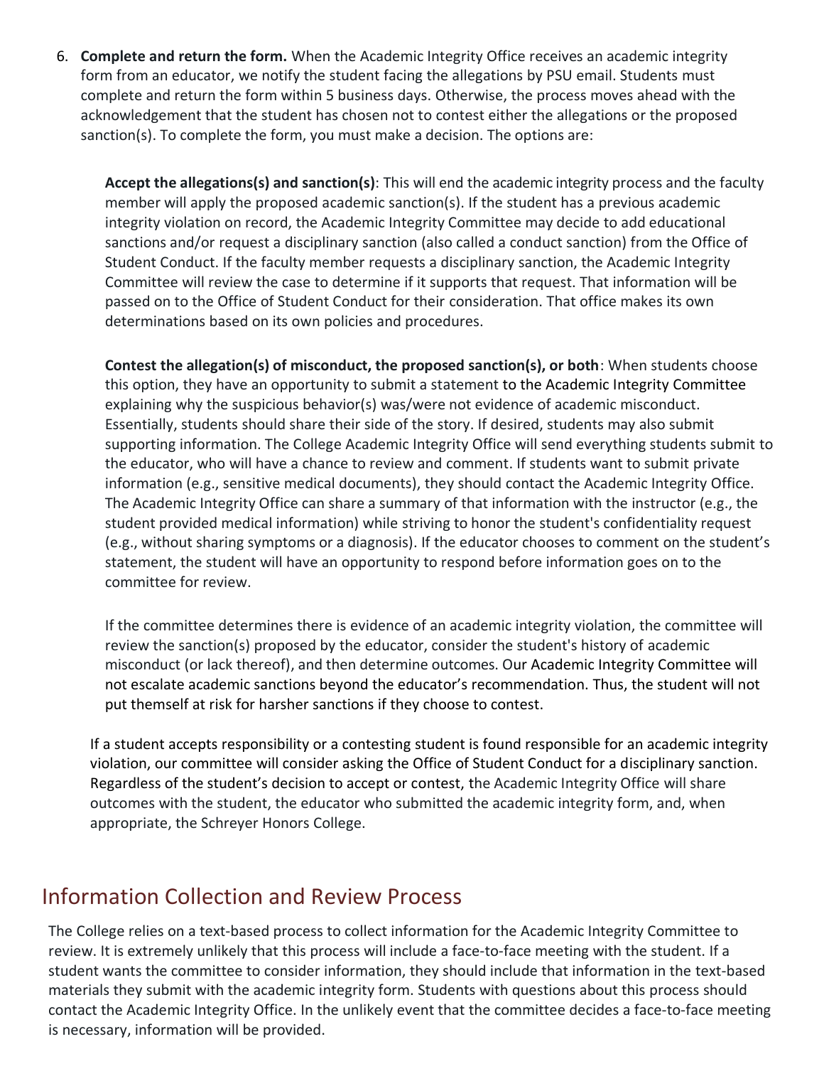6. **Complete and return the form.** When the Academic Integrity Office receives an academic integrity form from an educator, we notify the student facing the allegations by PSU email. Students must complete and return the form within 5 business days. Otherwise, the process moves ahead with the acknowledgement that the student has chosen not to contest either the allegations or the proposed sanction(s). To complete the form, you must make a decision. The options are:

   **Accept the allegations(s) and sanction(s)**: This will end the academic integrity process and the faculty member will apply the proposed academic sanction(s). If the student has a previous academic integrity violation on record, the Academic Integrity Committee may decide to add educational sanctions and/or request a disciplinary sanction (also called a conduct sanction) from the Office of Student Conduct. If the faculty member requests a disciplinary sanction, the Academic Integrity Committee will review the case to determine if it supports that request. That information will be passed on to the Office of Student Conduct for their consideration. That office makes its own determinations based on its own policies and procedures.

   **Contest the allegation(s) of misconduct, the proposed sanction(s), or both**: When students choose this option, they have an opportunity to submit a statement to the Academic Integrity Committee explaining why the suspicious behavior(s) was/were not evidence of academic misconduct. Essentially, students should share their side of the story. If desired, students may also submit supporting information. The College Academic Integrity Office will send everything students submit to the educator, who will have a chance to review and comment. If students want to submit private information (e.g., sensitive medical documents), they should contact the Academic Integrity Office. The Academic Integrity Office can share a summary of that information with the instructor (e.g., the student provided medical information) while striving to honor the student's confidentiality request (e.g., without sharing symptoms or a diagnosis). If the educator chooses to comment on the student's statement, the student will have an opportunity to respond before information goes on to the committee for review.

   If the committee determines there is evidence of an academic integrity violation, the committee will review the sanction(s) proposed by the educator, consider the student's history of academic misconduct (or lack thereof), and then determine outcomes. Our Academic Integrity Committee will not escalate academic sanctions beyond the educator's recommendation. Thus, the student will not put themself at risk for harsher sanctions if they choose to contest.

   If a student accepts responsibility or a contesting student is found responsible for an academic integrity violation, our committee will consider asking the Office of Student Conduct for a disciplinary sanction. Regardless of the student's decision to accept or contest, the Academic Integrity Office will share outcomes with the student, the educator who submitted the academic integrity form, and, when appropriate, the Schreyer Honors College.

## Information Collection and Review Process

The College relies on a text-based process to collect information for the Academic Integrity Committee to review. It is extremely unlikely that this process will include a face-to-face meeting with the student. If a student wants the committee to consider information, they should include that information in the text-based materials they submit with the academic integrity form. Students with questions about this process should contact the Academic Integrity Office. In the unlikely event that the committee decides a face-to-face meeting is necessary, information will be provided.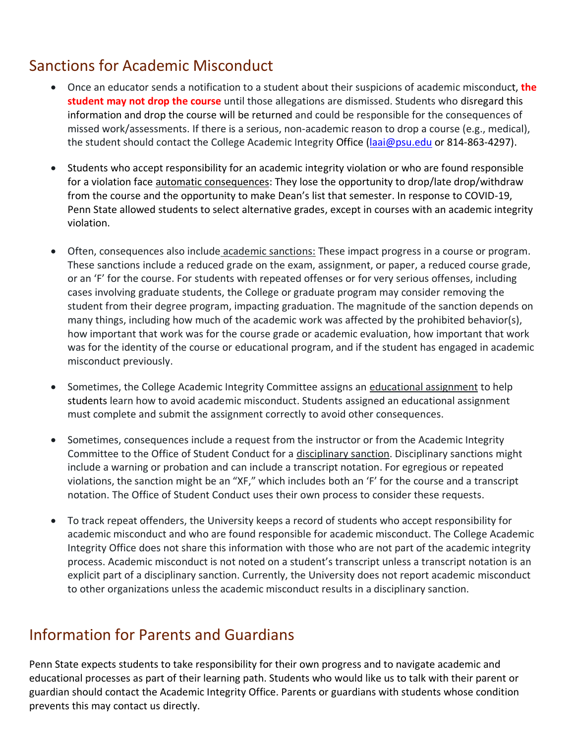## Sanctions for Academic Misconduct

- Once an educator sends a notification to a student about their suspicions of academic misconduct, **the student may not drop the course** until those allegations are dismissed. Students who disregard this information and drop the course will be returned and could be responsible for the consequences of missed work/assessments. If there is a serious, non-academic reason to drop a course (e.g., medical), the student should contact the College Academic Integrity Office (laai@psu.edu or 814-863-4297).

- Students who accept responsibility for an academic integrity violation or who are found responsible for a violation face automatic consequences: They lose the opportunity to drop/late drop/withdraw from the course and the opportunity to make Dean's list that semester. In response to COVID-19, Penn State allowed students to select alternative grades, except in courses with an academic integrity violation.

- Often, consequences also include academic sanctions: These impact progress in a course or program. These sanctions include a reduced grade on the exam, assignment, or paper, a reduced course grade, or an 'F' for the course. For students with repeated offenses or for very serious offenses, including cases involving graduate students, the College or graduate program may consider removing the student from their degree program, impacting graduation. The magnitude of the sanction depends on many things, including how much of the academic work was affected by the prohibited behavior(s), how important that work was for the course grade or academic evaluation, how important that work was for the identity of the course or educational program, and if the student has engaged in academic misconduct previously.

- Sometimes, the College Academic Integrity Committee assigns an educational assignment to help students learn how to avoid academic misconduct. Students assigned an educational assignment must complete and submit the assignment correctly to avoid other consequences.

- Sometimes, consequences include a request from the instructor or from the Academic Integrity Committee to the Office of Student Conduct for a disciplinary sanction. Disciplinary sanctions might include a warning or probation and can include a transcript notation. For egregious or repeated violations, the sanction might be an "XF," which includes both an 'F' for the course and a transcript notation. The Office of Student Conduct uses their own process to consider these requests.

- To track repeat offenders, the University keeps a record of students who accept responsibility for academic misconduct and who are found responsible for academic misconduct. The College Academic Integrity Office does not share this information with those who are not part of the academic integrity process. Academic misconduct is not noted on a student's transcript unless a transcript notation is an explicit part of a disciplinary sanction. Currently, the University does not report academic misconduct to other organizations unless the academic misconduct results in a disciplinary sanction.

## Information for Parents and Guardians

Penn State expects students to take responsibility for their own progress and to navigate academic and educational processes as part of their learning path. Students who would like us to talk with their parent or guardian should contact the Academic Integrity Office. Parents or guardians with students whose condition prevents this may contact us directly.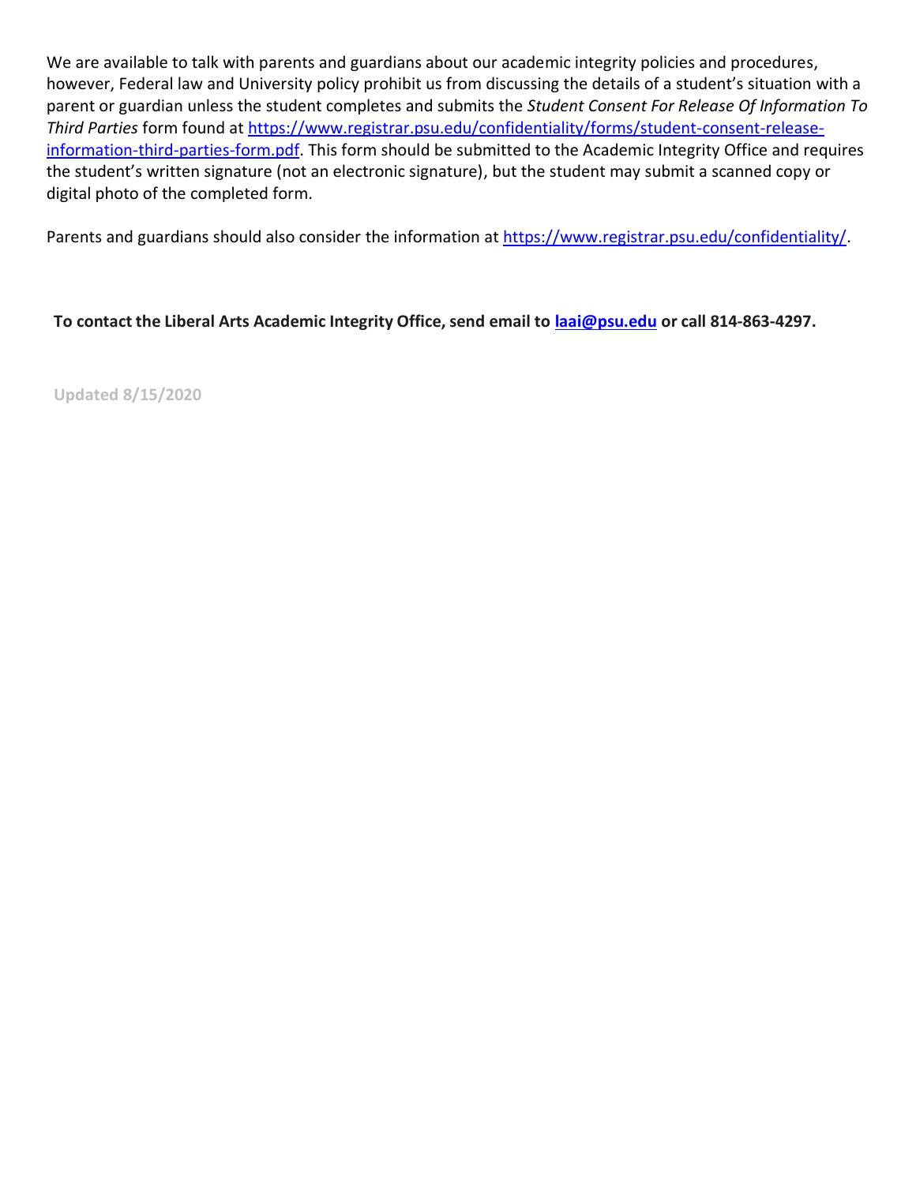We are available to talk with parents and guardians about our academic integrity policies and procedures, however, Federal law and University policy prohibit us from discussing the details of a student's situation with a parent or guardian unless the student completes and submits the *Student Consent For Release Of Information To Third Parties* form found at [https://www.registrar.psu.edu/confidentiality/forms/student-consent-release-information-third-parties-form.pdf](https://www.registrar.psu.edu/confidentiality/forms/student-consent-release-information-third-parties-form.pdf). This form should be submitted to the Academic Integrity Office and requires the student's written signature (not an electronic signature), but the student may submit a scanned copy or digital photo of the completed form.

Parents and guardians should also consider the information at [https://www.registrar.psu.edu/confidentiality/](https://www.registrar.psu.edu/confidentiality/).

**To contact the Liberal Arts Academic Integrity Office, send email to [laai@psu.edu](mailto:laai@psu.edu) or call 814-863-4297.**

**Updated 8/15/2020**